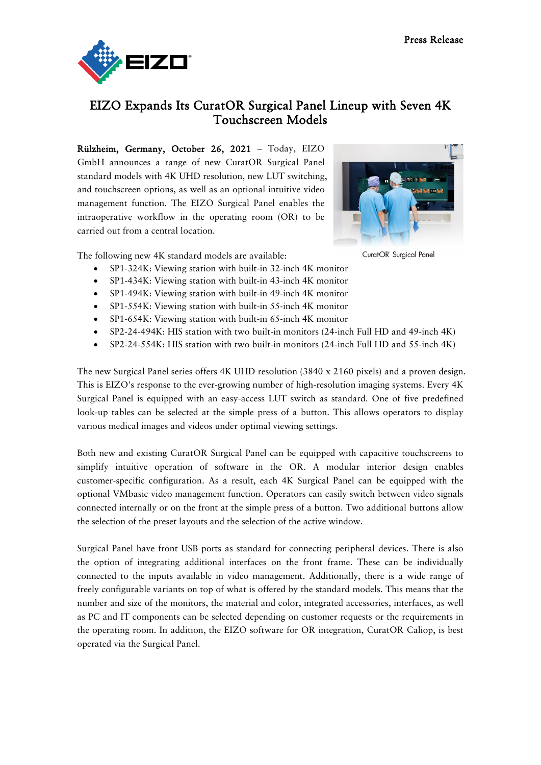Press Release

# EIZO Expands Its CuratOR Surgical Panel Lineup with Seven 4K Touchscreen Models

**Rülzheim, Germany, October 26, 2021** – Today, EIZO GmbH announces a range of new CuratOR Surgical Panel standard models with 4K UHD resolution, new LUT switching, and touchscreen options, as well as an optional intuitive video management function. The EIZO Surgical Panel enables the intraoperative workflow in the operating room (OR) to be carried out from a central location.

CuratOR Surgical Panel

The following new 4K standard models are available:

- SP1-324K: Viewing station with built-in 32-inch 4K monitor
- SP1-434K: Viewing station with built-in 43-inch 4K monitor
- SP1-494K: Viewing station with built-in 49-inch 4K monitor
- SP1-554K: Viewing station with built-in 55-inch 4K monitor
- SP1-654K: Viewing station with built-in 65-inch 4K monitor
- SP2-24-494K: HIS station with two built-in monitors (24-inch Full HD and 49-inch 4K)
- SP2-24-554K: HIS station with two built-in monitors (24-inch Full HD and 55-inch 4K)

The new Surgical Panel series offers 4K UHD resolution (3840 x 2160 pixels) and a proven design. This is EIZO's response to the ever-growing number of high-resolution imaging systems. Every 4K Surgical Panel is equipped with an easy-access LUT switch as standard. One of five predefined look-up tables can be selected at the simple press of a button. This allows operators to display various medical images and videos under optimal viewing settings.

Both new and existing CuratOR Surgical Panel can be equipped with capacitive touchscreens to simplify intuitive operation of software in the OR. A modular interior design enables customer-specific configuration. As a result, each 4K Surgical Panel can be equipped with the optional VMbasic video management function. Operators can easily switch between video signals connected internally or on the front at the simple press of a button. Two additional buttons allow the selection of the preset layouts and the selection of the active window.

Surgical Panel have front USB ports as standard for connecting peripheral devices. There is also the option of integrating additional interfaces on the front frame. These can be individually connected to the inputs available in video management. Additionally, there is a wide range of freely configurable variants on top of what is offered by the standard models. This means that the number and size of the monitors, the material and color, integrated accessories, interfaces, as well as PC and IT components can be selected depending on customer requests or the requirements in the operating room. In addition, the EIZO software for OR integration, CuratOR Caliop, is best operated via the Surgical Panel.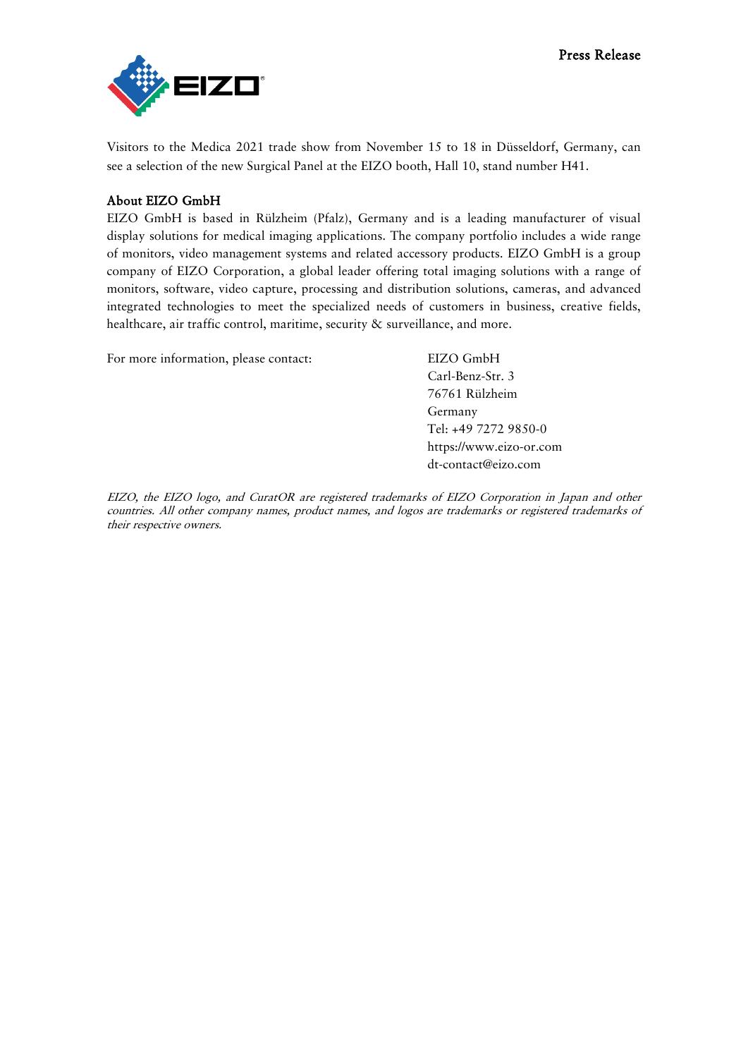Visitors to the Medica 2021 trade show from November 15 to 18 in Düsseldorf, Germany, can see a selection of the new Surgical Panel at the EIZO booth, Hall 10, stand number H41.

## About EIZO GmbH

EIZO GmbH is based in Rülzheim (Pfalz), Germany and is a leading manufacturer of visual display solutions for medical imaging applications. The company portfolio includes a wide range of monitors, video management systems and related accessory products. EIZO GmbH is a group company of EIZO Corporation, a global leader offering total imaging solutions with a range of monitors, software, video capture, processing and distribution solutions, cameras, and advanced integrated technologies to meet the specialized needs of customers in business, creative fields, healthcare, air traffic control, maritime, security & surveillance, and more.

For more information, please contact:

EIZO GmbH
Carl-Benz-Str. 3
76761 Rülzheim
Germany
Tel: +49 7272 9850-0
https://www.eizo-or.com
dt-contact@eizo.com

*EIZO, the EIZO logo, and CuratOR are registered trademarks of EIZO Corporation in Japan and other countries. All other company names, product names, and logos are trademarks or registered trademarks of their respective owners.*